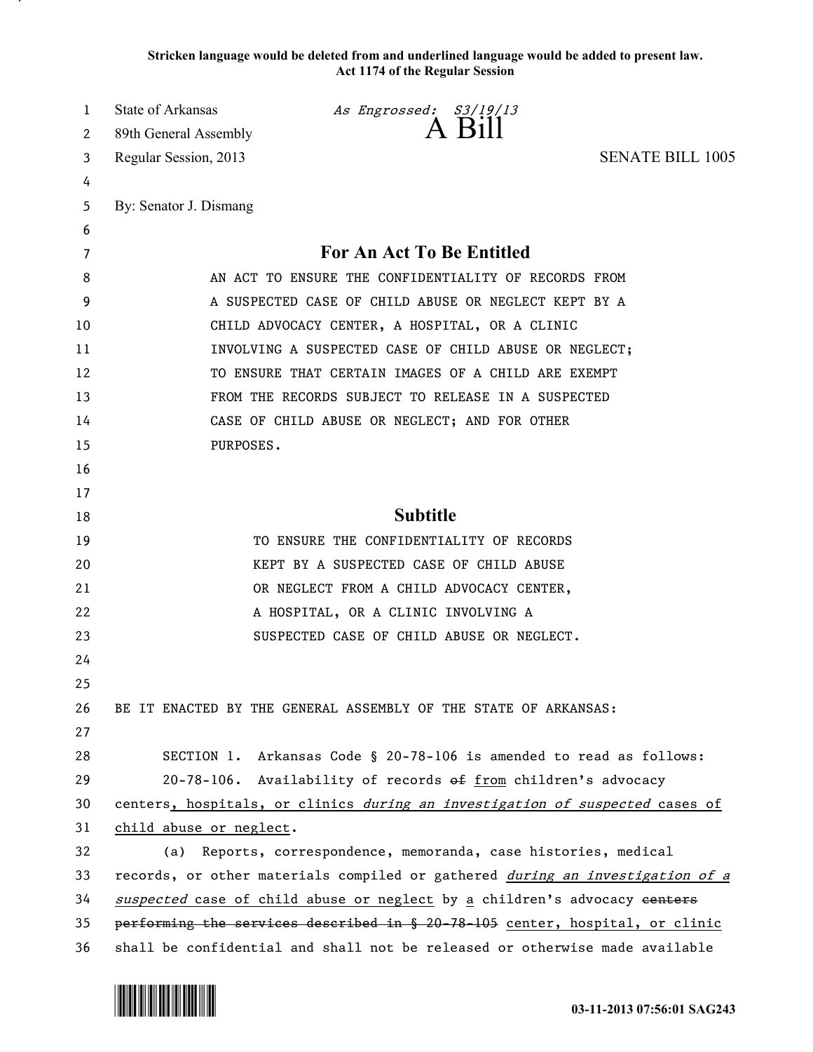Stricken language would be deleted from and underlined language would be added to present law.
Act 1174 of the Regular Session

State of Arkansas *As Engrossed: S3/19/13*
89th General Assembly **A Bill**
Regular Session, 2013 SENATE BILL 1005

By: Senator J. Dismang

## For An Act To Be Entitled

AN ACT TO ENSURE THE CONFIDENTIALITY OF RECORDS FROM A SUSPECTED CASE OF CHILD ABUSE OR NEGLECT KEPT BY A CHILD ADVOCACY CENTER, A HOSPITAL, OR A CLINIC INVOLVING A SUSPECTED CASE OF CHILD ABUSE OR NEGLECT; TO ENSURE THAT CERTAIN IMAGES OF A CHILD ARE EXEMPT FROM THE RECORDS SUBJECT TO RELEASE IN A SUSPECTED CASE OF CHILD ABUSE OR NEGLECT; AND FOR OTHER PURPOSES.

## Subtitle

TO ENSURE THE CONFIDENTIALITY OF RECORDS KEPT BY A SUSPECTED CASE OF CHILD ABUSE OR NEGLECT FROM A CHILD ADVOCACY CENTER, A HOSPITAL, OR A CLINIC INVOLVING A SUSPECTED CASE OF CHILD ABUSE OR NEGLECT.

BE IT ENACTED BY THE GENERAL ASSEMBLY OF THE STATE OF ARKANSAS:

SECTION 1. Arkansas Code § 20-78-106 is amended to read as follows:

20-78-106. Availability of records ~~of~~ <u>from</u> children's advocacy centers<u>, hospitals, or clinics</u> *during an investigation of suspected* cases of <u>child abuse or neglect</u>.

(a) Reports, correspondence, memoranda, case histories, medical records, or other materials compiled or gathered *<u>during an investigation of a suspected</u>* case of child abuse or neglect by <u>a</u> children's advocacy ~~centers performing the services described in § 20-78-105~~ <u>center, hospital, or clinic</u> shall be confidential and shall not be released or otherwise made available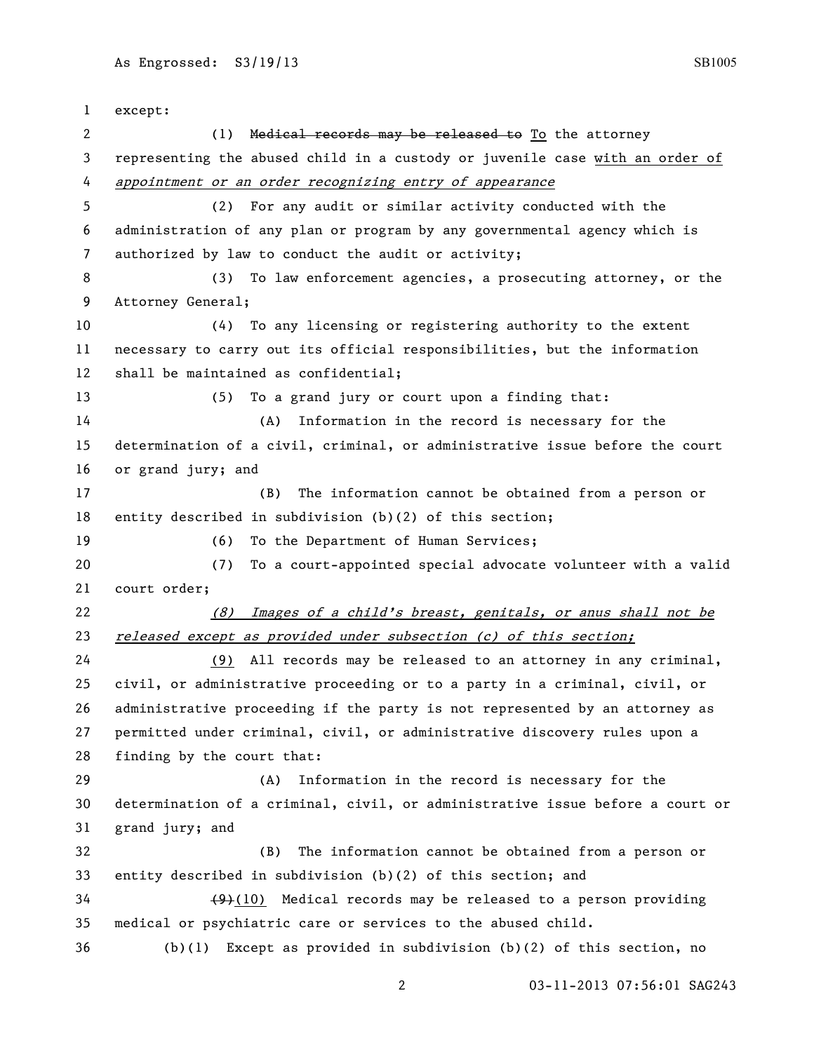except:

(1) ~~Medical records may be released to~~ To the attorney representing the abused child in a custody or juvenile case with an order of *appointment or an order recognizing entry of appearance*

(2) For any audit or similar activity conducted with the administration of any plan or program by any governmental agency which is authorized by law to conduct the audit or activity;

(3) To law enforcement agencies, a prosecuting attorney, or the Attorney General;

(4) To any licensing or registering authority to the extent necessary to carry out its official responsibilities, but the information shall be maintained as confidential;

(5) To a grand jury or court upon a finding that:

(A) Information in the record is necessary for the determination of a civil, criminal, or administrative issue before the court or grand jury; and

(B) The information cannot be obtained from a person or entity described in subdivision (b)(2) of this section;

(6) To the Department of Human Services;

(7) To a court-appointed special advocate volunteer with a valid court order;

*(8) Images of a child's breast, genitals, or anus shall not be released except as provided under subsection (c) of this section;*

(9) All records may be released to an attorney in any criminal, civil, or administrative proceeding or to a party in a criminal, civil, or administrative proceeding if the party is not represented by an attorney as permitted under criminal, civil, or administrative discovery rules upon a finding by the court that:

(A) Information in the record is necessary for the determination of a criminal, civil, or administrative issue before a court or grand jury; and

(B) The information cannot be obtained from a person or entity described in subdivision (b)(2) of this section; and

~~(9)~~(10) Medical records may be released to a person providing medical or psychiatric care or services to the abused child.

(b)(1) Except as provided in subdivision (b)(2) of this section, no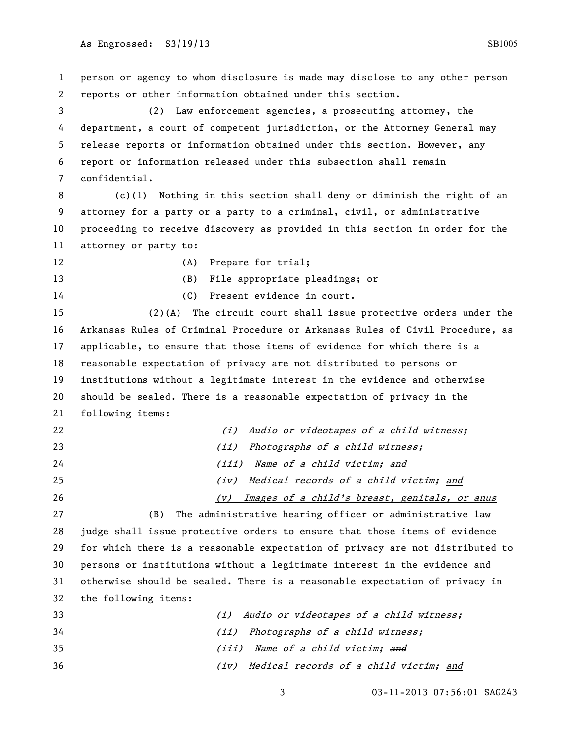person or agency to whom disclosure is made may disclose to any other person reports or other information obtained under this section.

(2) Law enforcement agencies, a prosecuting attorney, the department, a court of competent jurisdiction, or the Attorney General may release reports or information obtained under this section. However, any report or information released under this subsection shall remain confidential.

(c)(1) Nothing in this section shall deny or diminish the right of an attorney for a party or a party to a criminal, civil, or administrative proceeding to receive discovery as provided in this section in order for the attorney or party to:

(A) Prepare for trial;

(B) File appropriate pleadings; or

(C) Present evidence in court.

(2)(A) The circuit court shall issue protective orders under the Arkansas Rules of Criminal Procedure or Arkansas Rules of Civil Procedure, as applicable, to ensure that those items of evidence for which there is a reasonable expectation of privacy are not distributed to persons or institutions without a legitimate interest in the evidence and otherwise should be sealed. There is a reasonable expectation of privacy in the following items:

*(i) Audio or videotapes of a child witness;*

*(ii) Photographs of a child witness;*

*(iii) Name of a child victim;* ~~*and*~~

*(iv) Medical records of a child victim;* <u>*and*</u>

<u>*(v) Images of a child's breast, genitals, or anus*</u>

(B) The administrative hearing officer or administrative law judge shall issue protective orders to ensure that those items of evidence for which there is a reasonable expectation of privacy are not distributed to persons or institutions without a legitimate interest in the evidence and otherwise should be sealed. There is a reasonable expectation of privacy in the following items:

*(i) Audio or videotapes of a child witness;*

*(ii) Photographs of a child witness;*

*(iii) Name of a child victim;* ~~*and*~~

*(iv) Medical records of a child victim;* <u>*and*</u>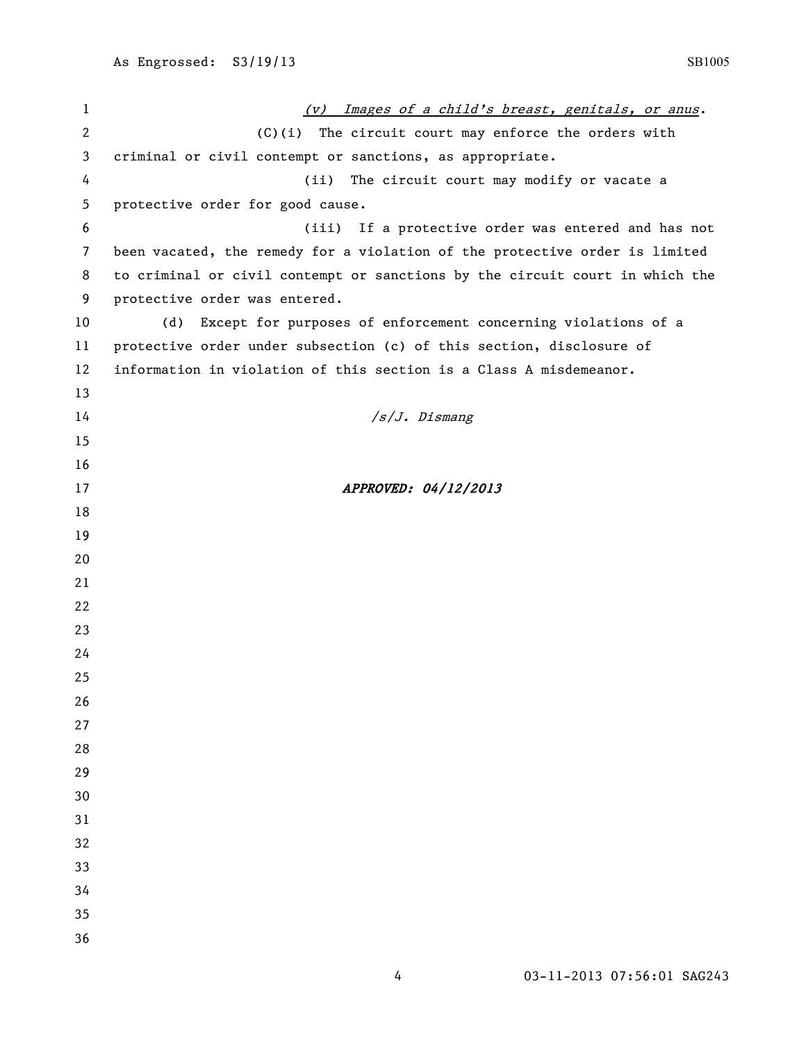*(v) Images of a child's breast, genitals, or anus*.

(C)(i) The circuit court may enforce the orders with criminal or civil contempt or sanctions, as appropriate.

(ii) The circuit court may modify or vacate a protective order for good cause.

(iii) If a protective order was entered and has not been vacated, the remedy for a violation of the protective order is limited to criminal or civil contempt or sanctions by the circuit court in which the protective order was entered.

(d) Except for purposes of enforcement concerning violations of a protective order under subsection (c) of this section, disclosure of information in violation of this section is a Class A misdemeanor.

*/s/J. Dismang*

***APPROVED: 04/12/2013***